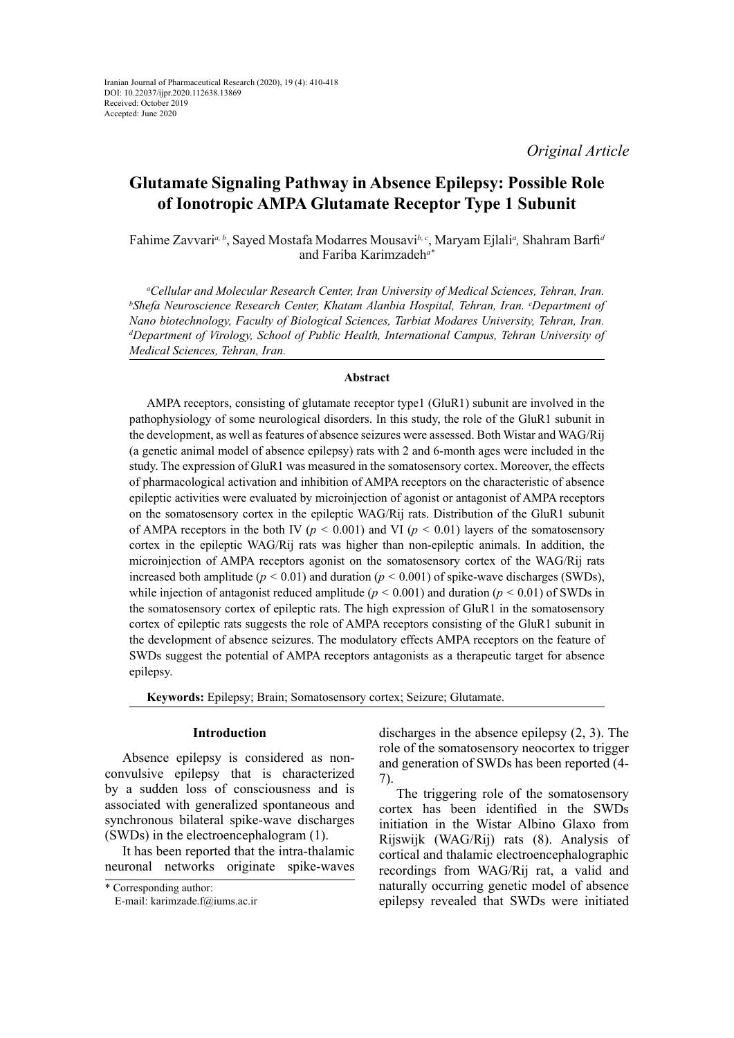Original Article

# Glutamate Signaling Pathway in Absence Epilepsy: Possible Role of Ionotropic AMPA Glutamate Receptor Type 1 Subunit

Fahime Zavvari[a, b], Sayed Mostafa Modarres Mousavi[b, c], Maryam Ejlali[a], Shahram Barfi[d] and Fariba Karimzadeh[a*]

*[a]Cellular and Molecular Research Center, Iran University of Medical Sciences, Tehran, Iran. [b]Shefa Neuroscience Research Center, Khatam Alanbia Hospital, Tehran, Iran. [c]Department of Nano biotechnology, Faculty of Biological Sciences, Tarbiat Modares University, Tehran, Iran. [d]Department of Virology, School of Public Health, International Campus, Tehran University of Medical Sciences, Tehran, Iran.*

## Abstract

AMPA receptors, consisting of glutamate receptor type1 (GluR1) subunit are involved in the pathophysiology of some neurological disorders. In this study, the role of the GluR1 subunit in the development, as well as features of absence seizures were assessed. Both Wistar and WAG/Rij (a genetic animal model of absence epilepsy) rats with 2 and 6-month ages were included in the study. The expression of GluR1 was measured in the somatosensory cortex. Moreover, the effects of pharmacological activation and inhibition of AMPA receptors on the characteristic of absence epileptic activities were evaluated by microinjection of agonist or antagonist of AMPA receptors on the somatosensory cortex in the epileptic WAG/Rij rats. Distribution of the GluR1 subunit of AMPA receptors in the both IV ($p < 0.001$) and VI ($p < 0.01$) layers of the somatosensory cortex in the epileptic WAG/Rij rats was higher than non-epileptic animals. In addition, the microinjection of AMPA receptors agonist on the somatosensory cortex of the WAG/Rij rats increased both amplitude ($p < 0.01$) and duration ($p < 0.001$) of spike-wave discharges (SWDs), while injection of antagonist reduced amplitude ($p < 0.001$) and duration ($p < 0.01$) of SWDs in the somatosensory cortex of epileptic rats. The high expression of GluR1 in the somatosensory cortex of epileptic rats suggests the role of AMPA receptors consisting of the GluR1 subunit in the development of absence seizures. The modulatory effects AMPA receptors on the feature of SWDs suggest the potential of AMPA receptors antagonists as a therapeutic target for absence epilepsy.

**Keywords:** Epilepsy; Brain; Somatosensory cortex; Seizure; Glutamate.

## Introduction

Absence epilepsy is considered as non-convulsive epilepsy that is characterized by a sudden loss of consciousness and is associated with generalized spontaneous and synchronous bilateral spike-wave discharges (SWDs) in the electroencephalogram (1).

It has been reported that the intra-thalamic neuronal networks originate spike-waves discharges in the absence epilepsy (2, 3). The role of the somatosensory neocortex to trigger and generation of SWDs has been reported (4-7).

The triggering role of the somatosensory cortex has been identified in the SWDs initiation in the Wistar Albino Glaxo from Rijswijk (WAG/Rij) rats (8). Analysis of cortical and thalamic electroencephalographic recordings from WAG/Rij rat, a valid and naturally occurring genetic model of absence epilepsy revealed that SWDs were initiated

\* Corresponding author:
E-mail: karimzade.f@iums.ac.ir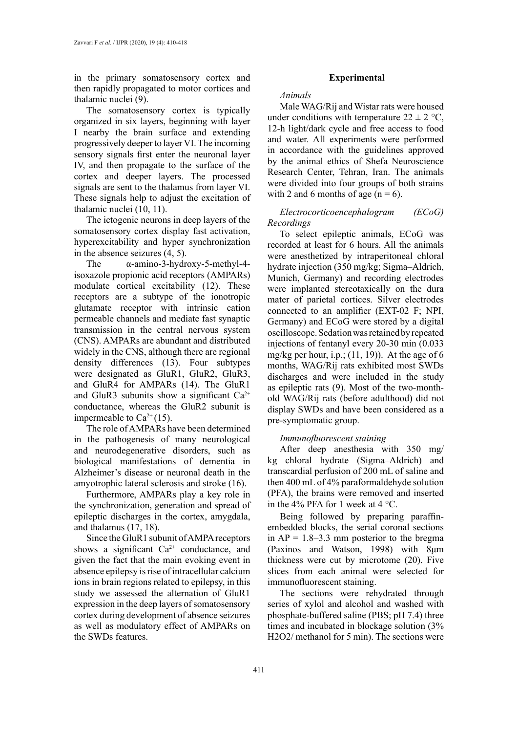in the primary somatosensory cortex and then rapidly propagated to motor cortices and thalamic nuclei (9).

The somatosensory cortex is typically organized in six layers, beginning with layer I nearby the brain surface and extending progressively deeper to layer VI. The incoming sensory signals first enter the neuronal layer IV, and then propagate to the surface of the cortex and deeper layers. The processed signals are sent to the thalamus from layer VI. These signals help to adjust the excitation of thalamic nuclei (10, 11).

The ictogenic neurons in deep layers of the somatosensory cortex display fast activation, hyperexcitability and hyper synchronization in the absence seizures (4, 5).

The α-amino-3-hydroxy-5-methyl-4-isoxazole propionic acid receptors (AMPARs) modulate cortical excitability (12). These receptors are a subtype of the ionotropic glutamate receptor with intrinsic cation permeable channels and mediate fast synaptic transmission in the central nervous system (CNS). AMPARs are abundant and distributed widely in the CNS, although there are regional density differences (13). Four subtypes were designated as GluR1, GluR2, GluR3, and GluR4 for AMPARs (14). The GluR1 and GluR3 subunits show a significant $Ca^{2+}$ conductance, whereas the GluR2 subunit is impermeable to $Ca^{2+}$ (15).

The role of AMPARs have been determined in the pathogenesis of many neurological and neurodegenerative disorders, such as biological manifestations of dementia in Alzheimer's disease or neuronal death in the amyotrophic lateral sclerosis and stroke (16).

Furthermore, AMPARs play a key role in the synchronization, generation and spread of epileptic discharges in the cortex, amygdala, and thalamus (17, 18).

Since the GluR1 subunit of AMPA receptors shows a significant $Ca^{2+}$ conductance, and given the fact that the main evoking event in absence epilepsy is rise of intracellular calcium ions in brain regions related to epilepsy, in this study we assessed the alternation of GluR1 expression in the deep layers of somatosensory cortex during development of absence seizures as well as modulatory effect of AMPARs on the SWDs features.

## Experimental

### *Animals*

Male WAG/Rij and Wistar rats were housed under conditions with temperature $22 \pm 2$ °C, 12-h light/dark cycle and free access to food and water. All experiments were performed in accordance with the guidelines approved by the animal ethics of Shefa Neuroscience Research Center, Tehran, Iran. The animals were divided into four groups of both strains with 2 and 6 months of age ($n = 6$).

### *Electrocorticoencephalogram (ECoG) Recordings*

To select epileptic animals, ECoG was recorded at least for 6 hours. All the animals were anesthetized by intraperitoneal chloral hydrate injection (350 mg/kg; Sigma–Aldrich, Munich, Germany) and recording electrodes were implanted stereotaxically on the dura mater of parietal cortices. Silver electrodes connected to an amplifier (EXT-02 F; NPI, Germany) and ECoG were stored by a digital oscilloscope. Sedation was retained by repeated injections of fentanyl every 20-30 min (0.033 mg/kg per hour, i.p.; (11, 19)). At the age of 6 months, WAG/Rij rats exhibited most SWDs discharges and were included in the study as epileptic rats (9). Most of the two-month-old WAG/Rij rats (before adulthood) did not display SWDs and have been considered as a pre-symptomatic group.

### *Immunofluorescent staining*

After deep anesthesia with 350 mg/kg chloral hydrate (Sigma–Aldrich) and transcardial perfusion of 200 mL of saline and then 400 mL of 4% paraformaldehyde solution (PFA), the brains were removed and inserted in the 4% PFA for 1 week at 4 °C.

Being followed by preparing paraffin-embedded blocks, the serial coronal sections in AP = 1.8–3.3 mm posterior to the bregma (Paxinos and Watson, 1998) with 8μm thickness were cut by microtome (20). Five slices from each animal were selected for immunofluorescent staining.

The sections were rehydrated through series of xylol and alcohol and washed with phosphate-buffered saline (PBS; pH 7.4) three times and incubated in blockage solution (3% $H_2O_2$/ methanol for 5 min). The sections were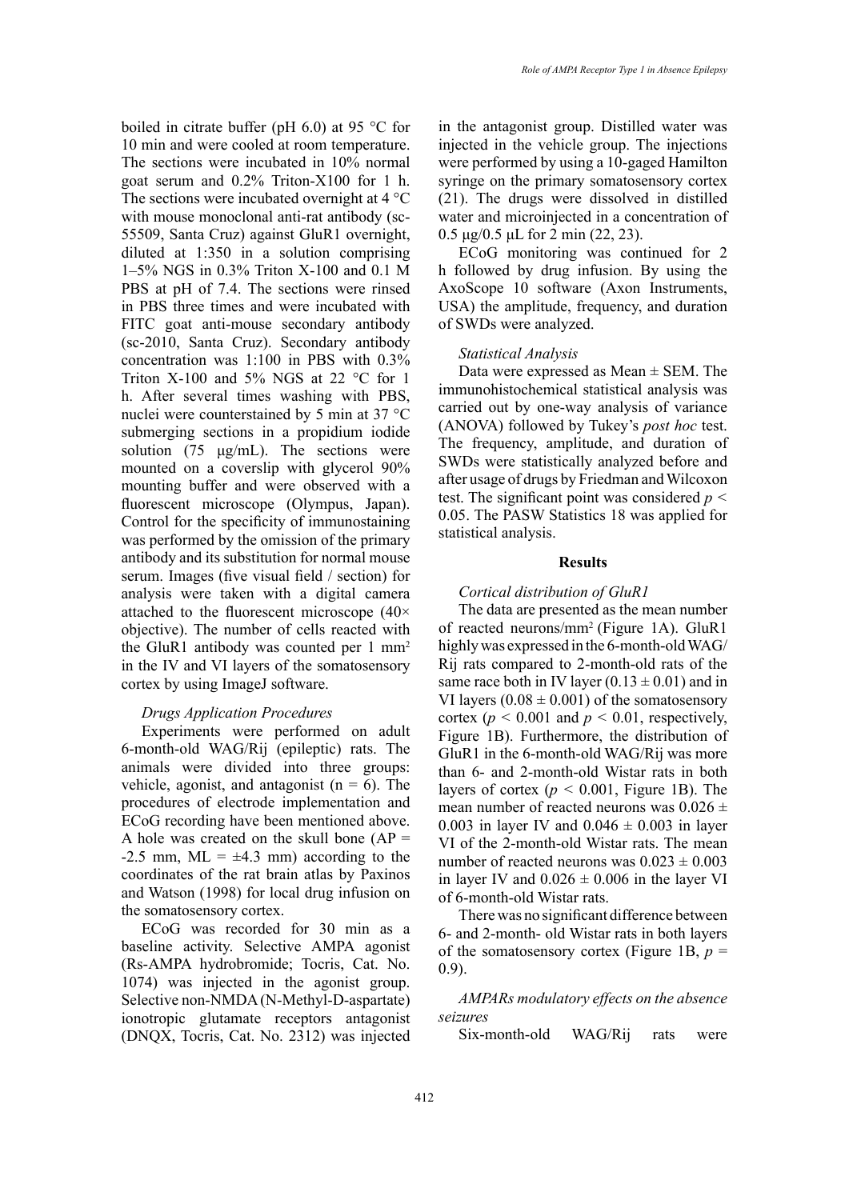boiled in citrate buffer (pH 6.0) at 95 °C for 10 min and were cooled at room temperature. The sections were incubated in 10% normal goat serum and 0.2% Triton-X100 for 1 h. The sections were incubated overnight at 4 °C with mouse monoclonal anti-rat antibody (sc-55509, Santa Cruz) against GluR1 overnight, diluted at 1:350 in a solution comprising 1–5% NGS in 0.3% Triton X-100 and 0.1 M PBS at pH of 7.4. The sections were rinsed in PBS three times and were incubated with FITC goat anti-mouse secondary antibody (sc-2010, Santa Cruz). Secondary antibody concentration was 1:100 in PBS with 0.3% Triton X-100 and 5% NGS at 22 °C for 1 h. After several times washing with PBS, nuclei were counterstained by 5 min at 37 °C submerging sections in a propidium iodide solution (75 µg/mL). The sections were mounted on a coverslip with glycerol 90% mounting buffer and were observed with a fluorescent microscope (Olympus, Japan). Control for the specificity of immunostaining was performed by the omission of the primary antibody and its substitution for normal mouse serum. Images (five visual field / section) for analysis were taken with a digital camera attached to the fluorescent microscope (40× objective). The number of cells reacted with the GluR1 antibody was counted per 1 mm$^2$ in the IV and VI layers of the somatosensory cortex by using ImageJ software.

*Drugs Application Procedures*

Experiments were performed on adult 6-month-old WAG/Rij (epileptic) rats. The animals were divided into three groups: vehicle, agonist, and antagonist ($n = 6$). The procedures of electrode implementation and ECoG recording have been mentioned above. A hole was created on the skull bone (AP = -2.5 mm, ML = ±4.3 mm) according to the coordinates of the rat brain atlas by Paxinos and Watson (1998) for local drug infusion on the somatosensory cortex.

ECoG was recorded for 30 min as a baseline activity. Selective AMPA agonist (Rs-AMPA hydrobromide; Tocris, Cat. No. 1074) was injected in the agonist group. Selective non-NMDA (N-Methyl-D-aspartate) ionotropic glutamate receptors antagonist (DNQX, Tocris, Cat. No. 2312) was injected in the antagonist group. Distilled water was injected in the vehicle group. The injections were performed by using a 10-gaged Hamilton syringe on the primary somatosensory cortex (21). The drugs were dissolved in distilled water and microinjected in a concentration of 0.5 µg/0.5 µL for 2 min (22, 23).

ECoG monitoring was continued for 2 h followed by drug infusion. By using the AxoScope 10 software (Axon Instruments, USA) the amplitude, frequency, and duration of SWDs were analyzed.

*Statistical Analysis*

Data were expressed as Mean ± SEM. The immunohistochemical statistical analysis was carried out by one-way analysis of variance (ANOVA) followed by Tukey's *post hoc* test. The frequency, amplitude, and duration of SWDs were statistically analyzed before and after usage of drugs by Friedman and Wilcoxon test. The significant point was considered $p < 0.05$. The PASW Statistics 18 was applied for statistical analysis.

## Results

*Cortical distribution of GluR1*

The data are presented as the mean number of reacted neurons/mm$^2$ (Figure 1A). GluR1 highly was expressed in the 6-month-old WAG/Rij rats compared to 2-month-old rats of the same race both in IV layer (0.13 ± 0.01) and in VI layers (0.08 ± 0.001) of the somatosensory cortex ($p < 0.001$ and $p < 0.01$, respectively, Figure 1B). Furthermore, the distribution of GluR1 in the 6-month-old WAG/Rij was more than 6- and 2-month-old Wistar rats in both layers of cortex ($p < 0.001$, Figure 1B). The mean number of reacted neurons was 0.026 ± 0.003 in layer IV and 0.046 ± 0.003 in layer VI of the 2-month-old Wistar rats. The mean number of reacted neurons was 0.023 ± 0.003 in layer IV and 0.026 ± 0.006 in the layer VI of 6-month-old Wistar rats.

There was no significant difference between 6- and 2-month- old Wistar rats in both layers of the somatosensory cortex (Figure 1B, $p = 0.9$).

*AMPARs modulatory effects on the absence seizures*

Six-month-old WAG/Rij rats were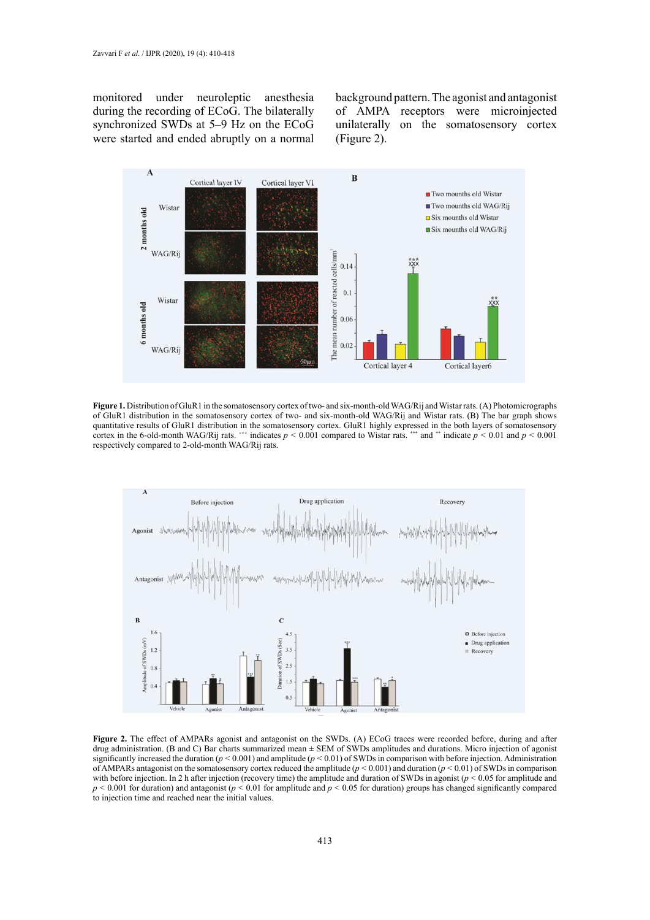monitored under neuroleptic anesthesia during the recording of ECoG. The bilaterally synchronized SWDs at 5–9 Hz on the ECoG were started and ended abruptly on a normal background pattern. The agonist and antagonist of AMPA receptors were microinjected unilaterally on the somatosensory cortex (Figure 2).

**Figure 1.** Distribution of GluR1 in the somatosensory cortex of two- and six-month-old WAG/Rij and Wistar rats. (A) Photomicrographs of GluR1 distribution in the somatosensory cortex of two- and six-month-old WAG/Rij and Wistar rats. (B) The bar graph shows quantitative results of GluR1 distribution in the somatosensory cortex. GluR1 highly expressed in the both layers of somatosensory cortex in the 6-old-month WAG/Rij rats. $^{xxx}$ indicates $p < 0.001$ compared to Wistar rats. $^{***}$ and $^{**}$ indicate $p < 0.01$ and $p < 0.001$ respectively compared to 2-old-month WAG/Rij rats.

**Figure 2.** The effect of AMPARs agonist and antagonist on the SWDs. (A) ECoG traces were recorded before, during and after drug administration. (B and C) Bar charts summarized mean ± SEM of SWDs amplitudes and durations. Micro injection of agonist significantly increased the duration ($p < 0.001$) and amplitude ($p < 0.01$) of SWDs in comparison with before injection. Administration of AMPARs antagonist on the somatosensory cortex reduced the amplitude ($p < 0.001$) and duration ($p < 0.01$) of SWDs in comparison with before injection. In 2 h after injection (recovery time) the amplitude and duration of SWDs in agonist ($p < 0.05$ for amplitude and $p < 0.001$ for duration) and antagonist ($p < 0.01$ for amplitude and $p < 0.05$ for duration) groups has changed significantly compared to injection time and reached near the initial values.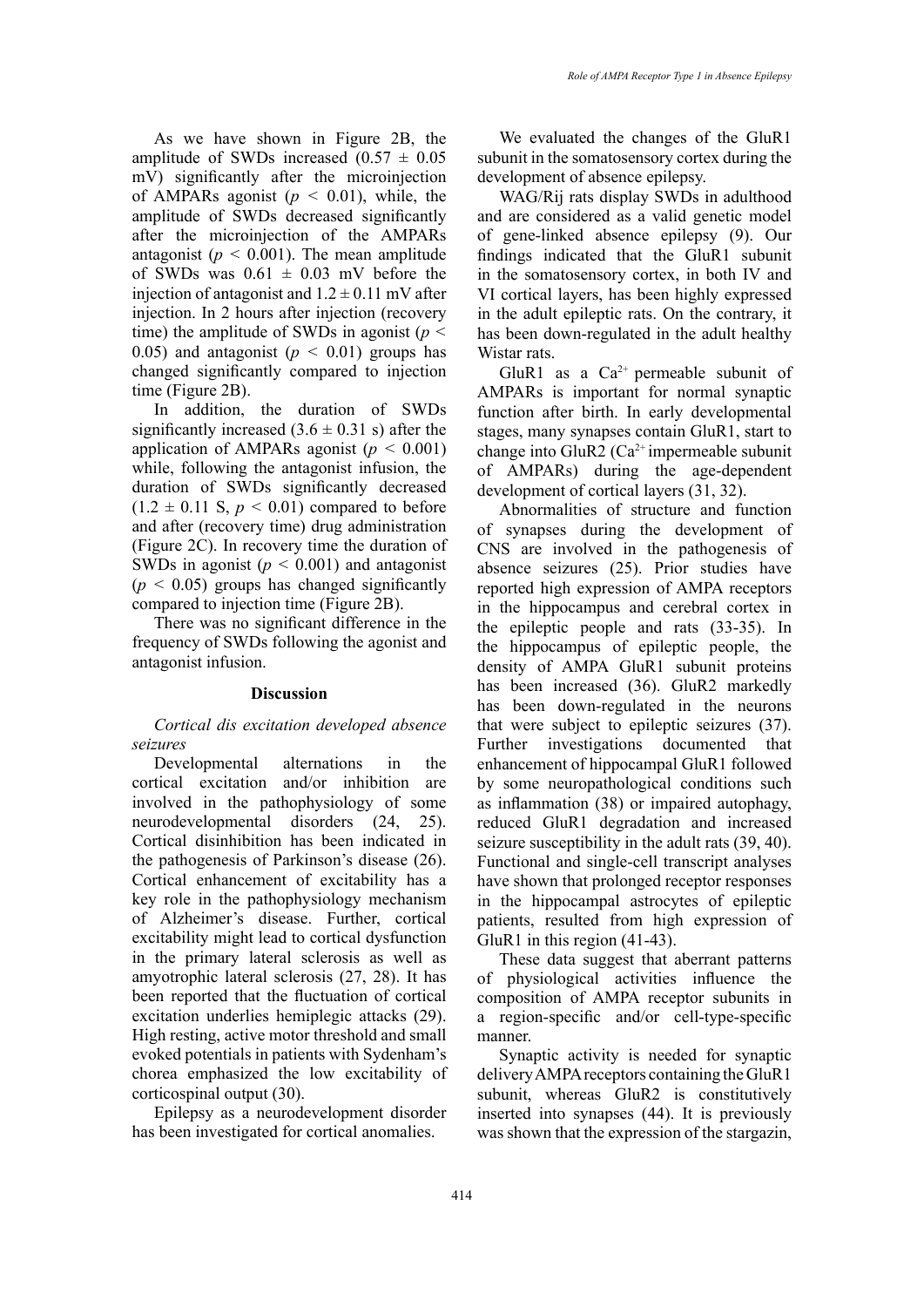As we have shown in Figure 2B, the amplitude of SWDs increased ($0.57 \pm 0.05$ mV) significantly after the microinjection of AMPARs agonist ($p < 0.01$), while, the amplitude of SWDs decreased significantly after the microinjection of the AMPARs antagonist ($p < 0.001$). The mean amplitude of SWDs was $0.61 \pm 0.03$ mV before the injection of antagonist and $1.2 \pm 0.11$ mV after injection. In 2 hours after injection (recovery time) the amplitude of SWDs in agonist ($p < 0.05$) and antagonist ($p < 0.01$) groups has changed significantly compared to injection time (Figure 2B).

In addition, the duration of SWDs significantly increased ($3.6 \pm 0.31$ s) after the application of AMPARs agonist ($p < 0.001$) while, following the antagonist infusion, the duration of SWDs significantly decreased ($1.2 \pm 0.11$ S, $p < 0.01$) compared to before and after (recovery time) drug administration (Figure 2C). In recovery time the duration of SWDs in agonist ($p < 0.001$) and antagonist ($p < 0.05$) groups has changed significantly compared to injection time (Figure 2B).

There was no significant difference in the frequency of SWDs following the agonist and antagonist infusion.

## Discussion

*Cortical dis excitation developed absence seizures*

Developmental alternations in the cortical excitation and/or inhibition are involved in the pathophysiology of some neurodevelopmental disorders (24, 25). Cortical disinhibition has been indicated in the pathogenesis of Parkinson's disease (26). Cortical enhancement of excitability has a key role in the pathophysiology mechanism of Alzheimer's disease. Further, cortical excitability might lead to cortical dysfunction in the primary lateral sclerosis as well as amyotrophic lateral sclerosis (27, 28). It has been reported that the fluctuation of cortical excitation underlies hemiplegic attacks (29). High resting, active motor threshold and small evoked potentials in patients with Sydenham's chorea emphasized the low excitability of corticospinal output (30).

Epilepsy as a neurodevelopment disorder has been investigated for cortical anomalies.

We evaluated the changes of the GluR1 subunit in the somatosensory cortex during the development of absence epilepsy.

WAG/Rij rats display SWDs in adulthood and are considered as a valid genetic model of gene-linked absence epilepsy (9). Our findings indicated that the GluR1 subunit in the somatosensory cortex, in both IV and VI cortical layers, has been highly expressed in the adult epileptic rats. On the contrary, it has been down-regulated in the adult healthy Wistar rats.

GluR1 as a $Ca^{2+}$ permeable subunit of AMPARs is important for normal synaptic function after birth. In early developmental stages, many synapses contain GluR1, start to change into GluR2 ($Ca^{2+}$ impermeable subunit of AMPARs) during the age-dependent development of cortical layers (31, 32).

Abnormalities of structure and function of synapses during the development of CNS are involved in the pathogenesis of absence seizures (25). Prior studies have reported high expression of AMPA receptors in the hippocampus and cerebral cortex in the epileptic people and rats (33-35). In the hippocampus of epileptic people, the density of AMPA GluR1 subunit proteins has been increased (36). GluR2 markedly has been down-regulated in the neurons that were subject to epileptic seizures (37). Further investigations documented that enhancement of hippocampal GluR1 followed by some neuropathological conditions such as inflammation (38) or impaired autophagy, reduced GluR1 degradation and increased seizure susceptibility in the adult rats (39, 40). Functional and single-cell transcript analyses have shown that prolonged receptor responses in the hippocampal astrocytes of epileptic patients, resulted from high expression of GluR1 in this region (41-43).

These data suggest that aberrant patterns of physiological activities influence the composition of AMPA receptor subunits in a region-specific and/or cell-type-specific manner.

Synaptic activity is needed for synaptic delivery AMPA receptors containing the GluR1 subunit, whereas GluR2 is constitutively inserted into synapses (44). It is previously was shown that the expression of the stargazin,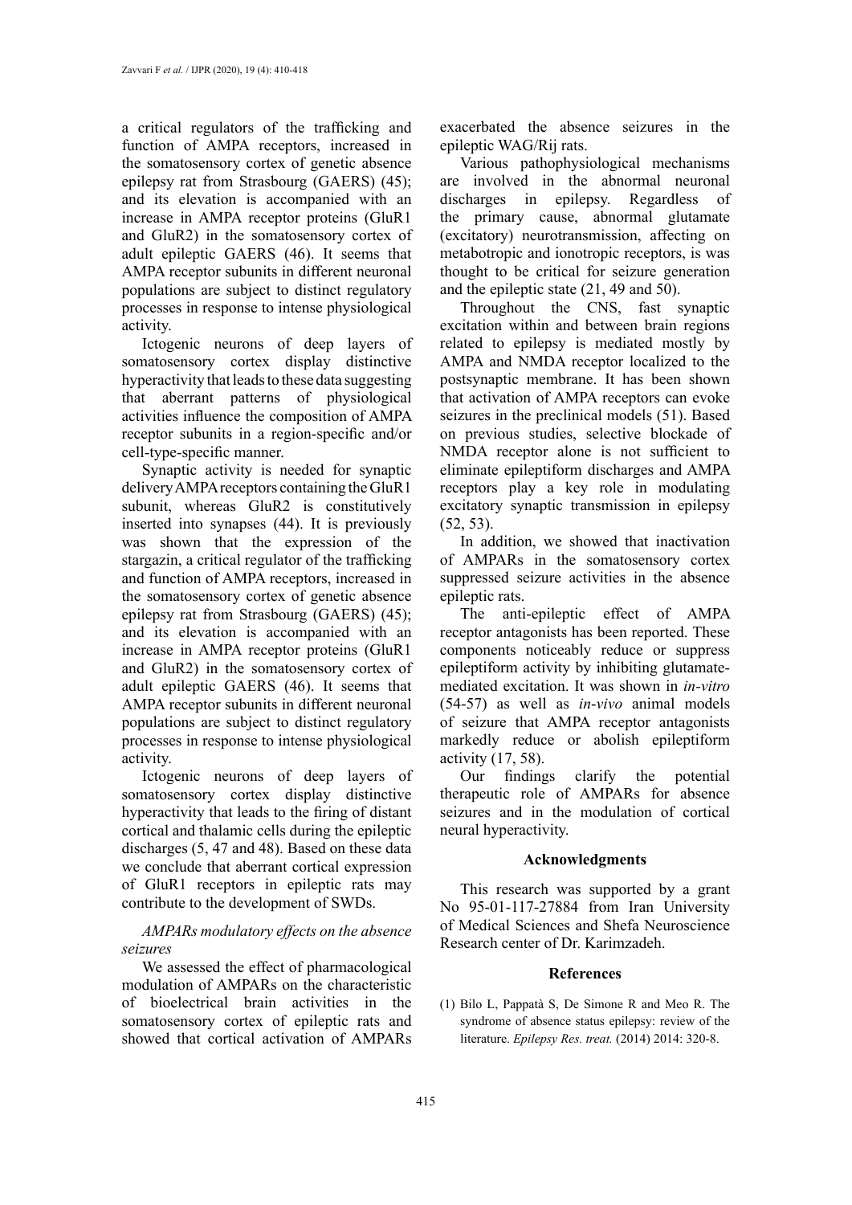a critical regulators of the trafficking and function of AMPA receptors, increased in the somatosensory cortex of genetic absence epilepsy rat from Strasbourg (GAERS) (45); and its elevation is accompanied with an increase in AMPA receptor proteins (GluR1 and GluR2) in the somatosensory cortex of adult epileptic GAERS (46). It seems that AMPA receptor subunits in different neuronal populations are subject to distinct regulatory processes in response to intense physiological activity.

Ictogenic neurons of deep layers of somatosensory cortex display distinctive hyperactivity that leads to these data suggesting that aberrant patterns of physiological activities influence the composition of AMPA receptor subunits in a region-specific and/or cell-type-specific manner.

Synaptic activity is needed for synaptic delivery AMPA receptors containing the GluR1 subunit, whereas GluR2 is constitutively inserted into synapses (44). It is previously was shown that the expression of the stargazin, a critical regulator of the trafficking and function of AMPA receptors, increased in the somatosensory cortex of genetic absence epilepsy rat from Strasbourg (GAERS) (45); and its elevation is accompanied with an increase in AMPA receptor proteins (GluR1 and GluR2) in the somatosensory cortex of adult epileptic GAERS (46). It seems that AMPA receptor subunits in different neuronal populations are subject to distinct regulatory processes in response to intense physiological activity.

Ictogenic neurons of deep layers of somatosensory cortex display distinctive hyperactivity that leads to the firing of distant cortical and thalamic cells during the epileptic discharges (5, 47 and 48). Based on these data we conclude that aberrant cortical expression of GluR1 receptors in epileptic rats may contribute to the development of SWDs.

*AMPARs modulatory effects on the absence seizures*

We assessed the effect of pharmacological modulation of AMPARs on the characteristic of bioelectrical brain activities in the somatosensory cortex of epileptic rats and showed that cortical activation of AMPARs exacerbated the absence seizures in the epileptic WAG/Rij rats.

Various pathophysiological mechanisms are involved in the abnormal neuronal discharges in epilepsy. Regardless of the primary cause, abnormal glutamate (excitatory) neurotransmission, affecting on metabotropic and ionotropic receptors, is was thought to be critical for seizure generation and the epileptic state (21, 49 and 50).

Throughout the CNS, fast synaptic excitation within and between brain regions related to epilepsy is mediated mostly by AMPA and NMDA receptor localized to the postsynaptic membrane. It has been shown that activation of AMPA receptors can evoke seizures in the preclinical models (51). Based on previous studies, selective blockade of NMDA receptor alone is not sufficient to eliminate epileptiform discharges and AMPA receptors play a key role in modulating excitatory synaptic transmission in epilepsy (52, 53).

In addition, we showed that inactivation of AMPARs in the somatosensory cortex suppressed seizure activities in the absence epileptic rats.

The anti-epileptic effect of AMPA receptor antagonists has been reported. These components noticeably reduce or suppress epileptiform activity by inhibiting glutamate-mediated excitation. It was shown in *in-vitro* (54-57) as well as *in-vivo* animal models of seizure that AMPA receptor antagonists markedly reduce or abolish epileptiform activity (17, 58).

Our findings clarify the potential therapeutic role of AMPARs for absence seizures and in the modulation of cortical neural hyperactivity.

## Acknowledgments

This research was supported by a grant No 95-01-117-27884 from Iran University of Medical Sciences and Shefa Neuroscience Research center of Dr. Karimzadeh.

## References

(1) Bilo L, Pappatà S, De Simone R and Meo R. The syndrome of absence status epilepsy: review of the literature. *Epilepsy Res. treat.* (2014) 2014: 320-8.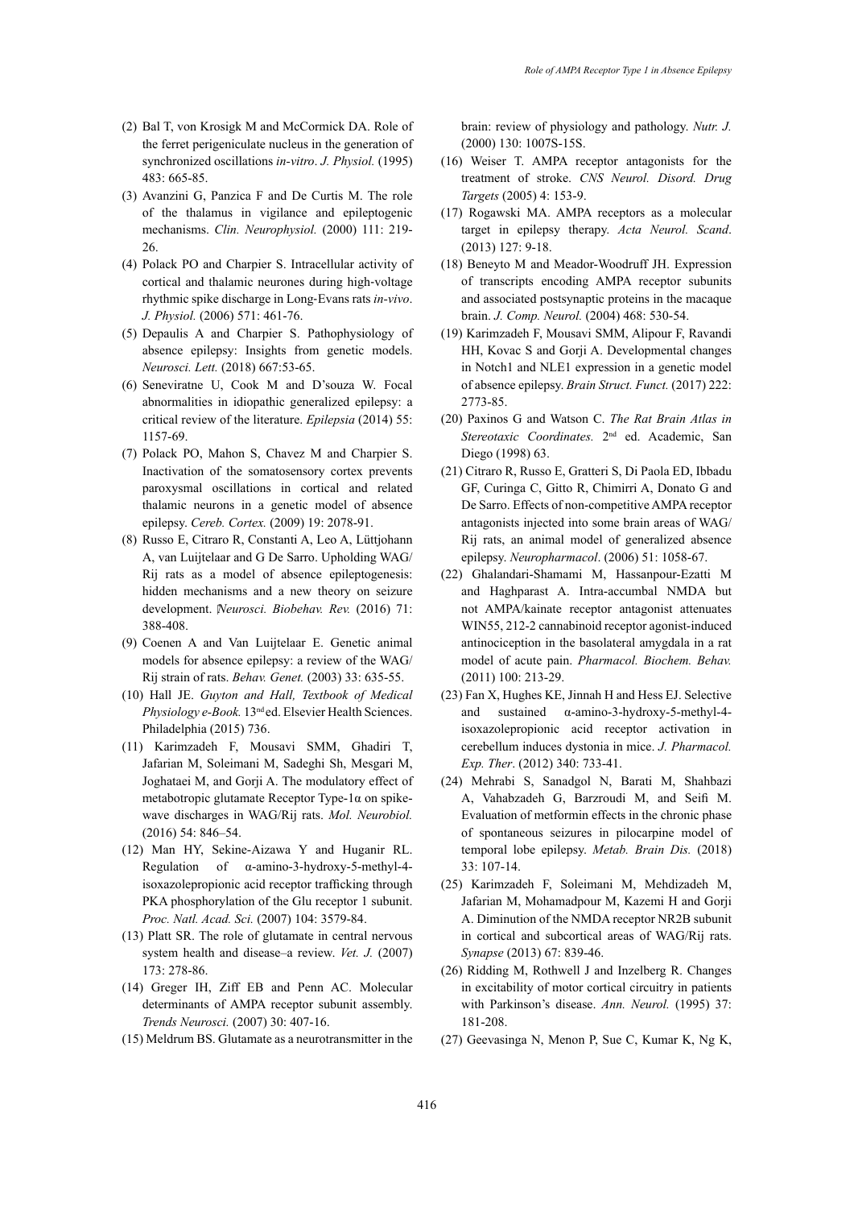(2) Bal T, von Krosigk M and McCormick DA. Role of the ferret perigeniculate nucleus in the generation of synchronized oscillations *in-vitro*. *J. Physiol.* (1995) 483: 665-85.

(3) Avanzini G, Panzica F and De Curtis M. The role of the thalamus in vigilance and epileptogenic mechanisms. *Clin. Neurophysiol.* (2000) 111: 219-26.

(4) Polack PO and Charpier S. Intracellular activity of cortical and thalamic neurones during high-voltage rhythmic spike discharge in Long-Evans rats *in-vivo*. *J. Physiol.* (2006) 571: 461-76.

(5) Depaulis A and Charpier S. Pathophysiology of absence epilepsy: Insights from genetic models. *Neurosci. Lett.* (2018) 667:53-65.

(6) Seneviratne U, Cook M and D'souza W. Focal abnormalities in idiopathic generalized epilepsy: a critical review of the literature. *Epilepsia* (2014) 55: 1157-69.

(7) Polack PO, Mahon S, Chavez M and Charpier S. Inactivation of the somatosensory cortex prevents paroxysmal oscillations in cortical and related thalamic neurons in a genetic model of absence epilepsy. *Cereb. Cortex.* (2009) 19: 2078-91.

(8) Russo E, Citraro R, Constanti A, Leo A, Lüttjohann A, van Luijtelaar and G De Sarro. Upholding WAG/Rij rats as a model of absence epileptogenesis: hidden mechanisms and a new theory on seizure development. *Neurosci. Biobehav. Rev.* (2016) 71: 388-408.

(9) Coenen A and Van Luijtelaar E. Genetic animal models for absence epilepsy: a review of the WAG/Rij strain of rats. *Behav. Genet.* (2003) 33: 635-55.

(10) Hall JE. *Guyton and Hall, Textbook of Medical Physiology e-Book.* 13nd ed. Elsevier Health Sciences. Philadelphia (2015) 736.

(11) Karimzadeh F, Mousavi SMM, Ghadiri T, Jafarian M, Soleimani M, Sadeghi Sh, Mesgari M, Joghataei M, and Gorji A. The modulatory effect of metabotropic glutamate Receptor Type-1α on spike-wave discharges in WAG/Rij rats. *Mol. Neurobiol.* (2016) 54: 846–54.

(12) Man HY, Sekine-Aizawa Y and Huganir RL. Regulation of α-amino-3-hydroxy-5-methyl-4-isoxazolepropionic acid receptor trafficking through PKA phosphorylation of the Glu receptor 1 subunit. *Proc. Natl. Acad. Sci.* (2007) 104: 3579-84.

(13) Platt SR. The role of glutamate in central nervous system health and disease–a review. *Vet. J.* (2007) 173: 278-86.

(14) Greger IH, Ziff EB and Penn AC. Molecular determinants of AMPA receptor subunit assembly. *Trends Neurosci.* (2007) 30: 407-16.

(15) Meldrum BS. Glutamate as a neurotransmitter in the brain: review of physiology and pathology. *Nutr. J.* (2000) 130: 1007S-15S.

(16) Weiser T. AMPA receptor antagonists for the treatment of stroke. *CNS Neurol. Disord. Drug Targets* (2005) 4: 153-9.

(17) Rogawski MA. AMPA receptors as a molecular target in epilepsy therapy. *Acta Neurol. Scand*. (2013) 127: 9-18.

(18) Beneyto M and Meador-Woodruff JH. Expression of transcripts encoding AMPA receptor subunits and associated postsynaptic proteins in the macaque brain. *J. Comp. Neurol.* (2004) 468: 530-54.

(19) Karimzadeh F, Mousavi SMM, Alipour F, Ravandi HH, Kovac S and Gorji A. Developmental changes in Notch1 and NLE1 expression in a genetic model of absence epilepsy. *Brain Struct. Funct.* (2017) 222: 2773-85.

(20) Paxinos G and Watson C. *The Rat Brain Atlas in Stereotaxic Coordinates.* 2nd ed. Academic, San Diego (1998) 63.

(21) Citraro R, Russo E, Gratteri S, Di Paola ED, Ibbadu GF, Curinga C, Gitto R, Chimirri A, Donato G and De Sarro. Effects of non-competitive AMPA receptor antagonists injected into some brain areas of WAG/Rij rats, an animal model of generalized absence epilepsy. *Neuropharmacol*. (2006) 51: 1058-67.

(22) Ghalandari-Shamami M, Hassanpour-Ezatti M and Haghparast A. Intra-accumbal NMDA but not AMPA/kainate receptor antagonist attenuates WIN55, 212-2 cannabinoid receptor agonist-induced antinociception in the basolateral amygdala in a rat model of acute pain. *Pharmacol. Biochem. Behav.* (2011) 100: 213-29.

(23) Fan X, Hughes KE, Jinnah H and Hess EJ. Selective and sustained α-amino-3-hydroxy-5-methyl-4-isoxazolepropionic acid receptor activation in cerebellum induces dystonia in mice. *J. Pharmacol. Exp. Ther*. (2012) 340: 733-41.

(24) Mehrabi S, Sanadgol N, Barati M, Shahbazi A, Vahabzadeh G, Barzroudi M, and Seifi M. Evaluation of metformin effects in the chronic phase of spontaneous seizures in pilocarpine model of temporal lobe epilepsy. *Metab. Brain Dis.* (2018) 33: 107-14.

(25) Karimzadeh F, Soleimani M, Mehdizadeh M, Jafarian M, Mohamadpour M, Kazemi H and Gorji A. Diminution of the NMDA receptor NR2B subunit in cortical and subcortical areas of WAG/Rij rats. *Synapse* (2013) 67: 839-46.

(26) Ridding M, Rothwell J and Inzelberg R. Changes in excitability of motor cortical circuitry in patients with Parkinson's disease. *Ann. Neurol.* (1995) 37: 181-208.

(27) Geevasinga N, Menon P, Sue C, Kumar K, Ng K,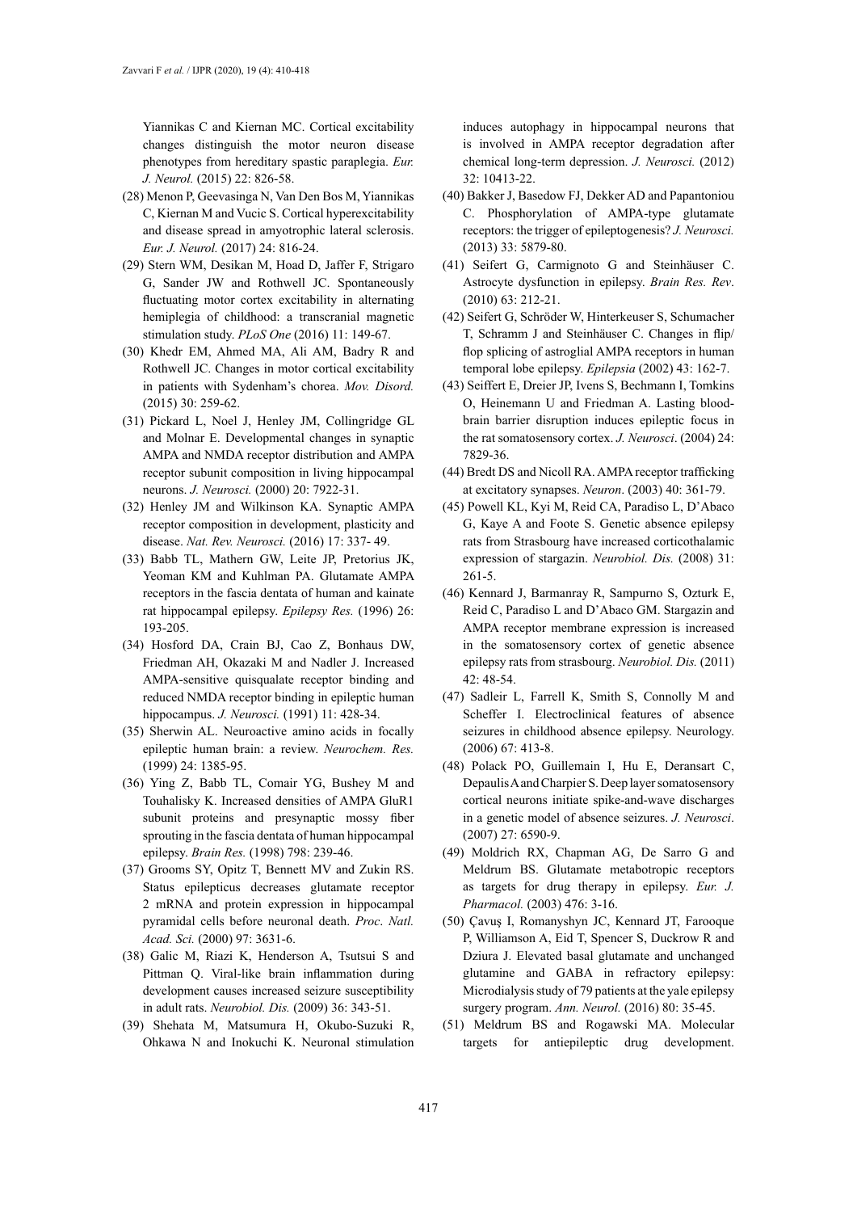Yiannikas C and Kiernan MC. Cortical excitability changes distinguish the motor neuron disease phenotypes from hereditary spastic paraplegia. *Eur. J. Neurol.* (2015) 22: 826-58.

(28) Menon P, Geevasinga N, Van Den Bos M, Yiannikas C, Kiernan M and Vucic S. Cortical hyperexcitability and disease spread in amyotrophic lateral sclerosis. *Eur. J. Neurol.* (2017) 24: 816-24.

(29) Stern WM, Desikan M, Hoad D, Jaffer F, Strigaro G, Sander JW and Rothwell JC. Spontaneously fluctuating motor cortex excitability in alternating hemiplegia of childhood: a transcranial magnetic stimulation study. *PLoS One* (2016) 11: 149-67.

(30) Khedr EM, Ahmed MA, Ali AM, Badry R and Rothwell JC. Changes in motor cortical excitability in patients with Sydenham's chorea. *Mov. Disord.* (2015) 30: 259-62.

(31) Pickard L, Noel J, Henley JM, Collingridge GL and Molnar E. Developmental changes in synaptic AMPA and NMDA receptor distribution and AMPA receptor subunit composition in living hippocampal neurons. *J. Neurosci.* (2000) 20: 7922-31.

(32) Henley JM and Wilkinson KA. Synaptic AMPA receptor composition in development, plasticity and disease. *Nat. Rev. Neurosci.* (2016) 17: 337- 49.

(33) Babb TL, Mathern GW, Leite JP, Pretorius JK, Yeoman KM and Kuhlman PA. Glutamate AMPA receptors in the fascia dentata of human and kainate rat hippocampal epilepsy. *Epilepsy Res.* (1996) 26: 193-205.

(34) Hosford DA, Crain BJ, Cao Z, Bonhaus DW, Friedman AH, Okazaki M and Nadler J. Increased AMPA-sensitive quisqualate receptor binding and reduced NMDA receptor binding in epileptic human hippocampus. *J. Neurosci.* (1991) 11: 428-34.

(35) Sherwin AL. Neuroactive amino acids in focally epileptic human brain: a review. *Neurochem. Res.* (1999) 24: 1385-95.

(36) Ying Z, Babb TL, Comair YG, Bushey M and Touhalisky K. Increased densities of AMPA GluR1 subunit proteins and presynaptic mossy fiber sprouting in the fascia dentata of human hippocampal epilepsy. *Brain Res.* (1998) 798: 239-46.

(37) Grooms SY, Opitz T, Bennett MV and Zukin RS. Status epilepticus decreases glutamate receptor 2 mRNA and protein expression in hippocampal pyramidal cells before neuronal death. *Proc. Natl. Acad. Sci.* (2000) 97: 3631-6.

(38) Galic M, Riazi K, Henderson A, Tsutsui S and Pittman Q. Viral-like brain inflammation during development causes increased seizure susceptibility in adult rats. *Neurobiol. Dis.* (2009) 36: 343-51.

(39) Shehata M, Matsumura H, Okubo-Suzuki R, Ohkawa N and Inokuchi K. Neuronal stimulation induces autophagy in hippocampal neurons that is involved in AMPA receptor degradation after chemical long-term depression. *J. Neurosci.* (2012) 32: 10413-22.

(40) Bakker J, Basedow FJ, Dekker AD and Papantoniou C. Phosphorylation of AMPA-type glutamate receptors: the trigger of epileptogenesis? *J. Neurosci.* (2013) 33: 5879-80.

(41) Seifert G, Carmignoto G and Steinhäuser C. Astrocyte dysfunction in epilepsy. *Brain Res. Rev*. (2010) 63: 212-21.

(42) Seifert G, Schröder W, Hinterkeuser S, Schumacher T, Schramm J and Steinhäuser C. Changes in flip/flop splicing of astroglial AMPA receptors in human temporal lobe epilepsy. *Epilepsia* (2002) 43: 162-7.

(43) Seiffert E, Dreier JP, Ivens S, Bechmann I, Tomkins O, Heinemann U and Friedman A. Lasting blood-brain barrier disruption induces epileptic focus in the rat somatosensory cortex. *J. Neurosci*. (2004) 24: 7829-36.

(44) Bredt DS and Nicoll RA. AMPA receptor trafficking at excitatory synapses. *Neuron*. (2003) 40: 361-79.

(45) Powell KL, Kyi M, Reid CA, Paradiso L, D'Abaco G, Kaye A and Foote S. Genetic absence epilepsy rats from Strasbourg have increased corticothalamic expression of stargazin. *Neurobiol. Dis.* (2008) 31: 261-5.

(46) Kennard J, Barmanray R, Sampurno S, Ozturk E, Reid C, Paradiso L and D'Abaco GM. Stargazin and AMPA receptor membrane expression is increased in the somatosensory cortex of genetic absence epilepsy rats from strasbourg. *Neurobiol. Dis.* (2011) 42: 48-54.

(47) Sadleir L, Farrell K, Smith S, Connolly M and Scheffer I. Electroclinical features of absence seizures in childhood absence epilepsy. Neurology. (2006) 67: 413-8.

(48) Polack PO, Guillemain I, Hu E, Deransart C, Depaulis A and Charpier S. Deep layer somatosensory cortical neurons initiate spike-and-wave discharges in a genetic model of absence seizures. *J. Neurosci*. (2007) 27: 6590-9.

(49) Moldrich RX, Chapman AG, De Sarro G and Meldrum BS. Glutamate metabotropic receptors as targets for drug therapy in epilepsy. *Eur. J. Pharmacol.* (2003) 476: 3-16.

(50) Çavuş I, Romanyshyn JC, Kennard JT, Farooque P, Williamson A, Eid T, Spencer S, Duckrow R and Dziura J. Elevated basal glutamate and unchanged glutamine and GABA in refractory epilepsy: Microdialysis study of 79 patients at the yale epilepsy surgery program. *Ann. Neurol.* (2016) 80: 35-45.

(51) Meldrum BS and Rogawski MA. Molecular targets for antiepileptic drug development.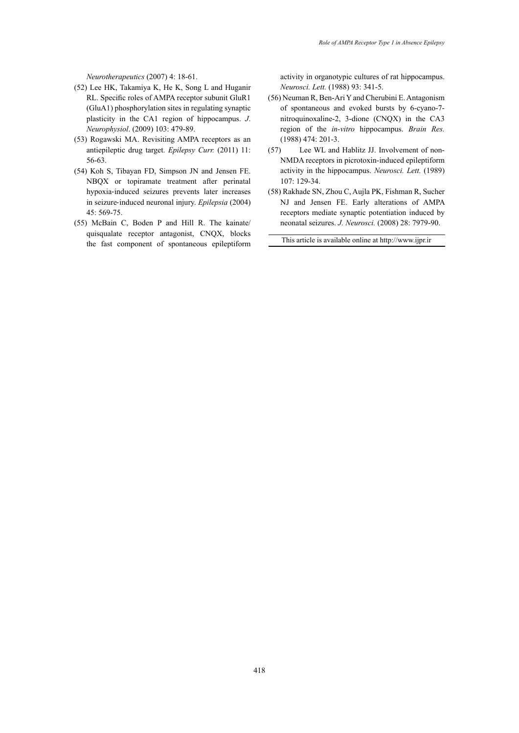*Neurotherapeutics* (2007) 4: 18-61.

(52) Lee HK, Takamiya K, He K, Song L and Huganir RL. Specific roles of AMPA receptor subunit GluR1 (GluA1) phosphorylation sites in regulating synaptic plasticity in the CA1 region of hippocampus. *J. Neurophysiol*. (2009) 103: 479-89.

(53) Rogawski MA. Revisiting AMPA receptors as an antiepileptic drug target. *Epilepsy Curr.* (2011) 11: 56-63.

(54) Koh S, Tibayan FD, Simpson JN and Jensen FE. NBQX or topiramate treatment after perinatal hypoxia-induced seizures prevents later increases in seizure-induced neuronal injury. *Epilepsia* (2004) 45: 569-75.

(55) McBain C, Boden P and Hill R. The kainate/quisqualate receptor antagonist, CNQX, blocks the fast component of spontaneous epileptiform activity in organotypic cultures of rat hippocampus. *Neurosci. Lett.* (1988) 93: 341-5.

(56) Neuman R, Ben-Ari Y and Cherubini E. Antagonism of spontaneous and evoked bursts by 6-cyano-7-nitroquinoxaline-2, 3-dione (CNQX) in the CA3 region of the *in-vitro* hippocampus. *Brain Res.* (1988) 474: 201-3.

(57) Lee WL and Hablitz JJ. Involvement of non-NMDA receptors in picrotoxin-induced epileptiform activity in the hippocampus. *Neurosci. Lett.* (1989) 107: 129-34.

(58) Rakhade SN, Zhou C, Aujla PK, Fishman R, Sucher NJ and Jensen FE. Early alterations of AMPA receptors mediate synaptic potentiation induced by neonatal seizures. *J. Neurosci.* (2008) 28: 7979-90.

This article is available online at http://www.ijpr.ir